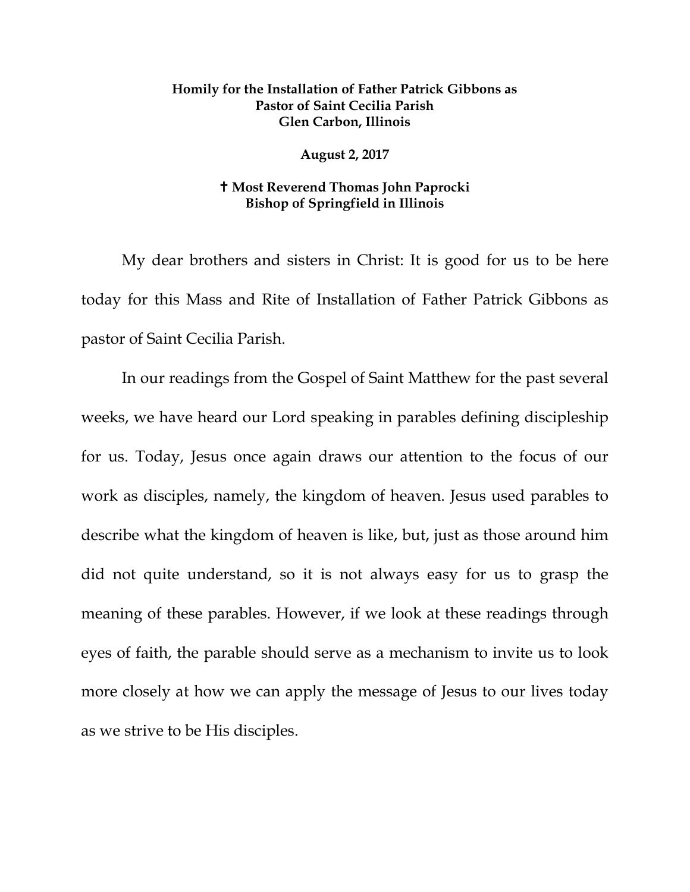**Homily for the Installation of Father Patrick Gibbons as Pastor of Saint Cecilia Parish Glen Carbon, Illinois**

**August 2, 2017**

**✝ Most Reverend Thomas John Paprocki Bishop of Springfield in Illinois**

My dear brothers and sisters in Christ: It is good for us to be here today for this Mass and Rite of Installation of Father Patrick Gibbons as pastor of Saint Cecilia Parish.

In our readings from the Gospel of Saint Matthew for the past several weeks, we have heard our Lord speaking in parables defining discipleship for us. Today, Jesus once again draws our attention to the focus of our work as disciples, namely, the kingdom of heaven. Jesus used parables to describe what the kingdom of heaven is like, but, just as those around him did not quite understand, so it is not always easy for us to grasp the meaning of these parables. However, if we look at these readings through eyes of faith, the parable should serve as a mechanism to invite us to look more closely at how we can apply the message of Jesus to our lives today as we strive to be His disciples.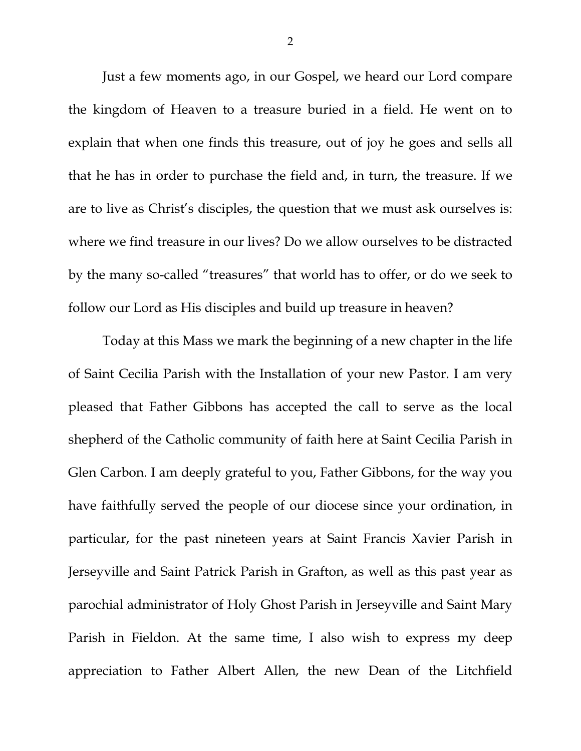Just a few moments ago, in our Gospel, we heard our Lord compare the kingdom of Heaven to a treasure buried in a field. He went on to explain that when one finds this treasure, out of joy he goes and sells all that he has in order to purchase the field and, in turn, the treasure. If we are to live as Christ's disciples, the question that we must ask ourselves is: where we find treasure in our lives? Do we allow ourselves to be distracted by the many so-called "treasures" that world has to offer, or do we seek to follow our Lord as His disciples and build up treasure in heaven?

Today at this Mass we mark the beginning of a new chapter in the life of Saint Cecilia Parish with the Installation of your new Pastor. I am very pleased that Father Gibbons has accepted the call to serve as the local shepherd of the Catholic community of faith here at Saint Cecilia Parish in Glen Carbon. I am deeply grateful to you, Father Gibbons, for the way you have faithfully served the people of our diocese since your ordination, in particular, for the past nineteen years at Saint Francis Xavier Parish in Jerseyville and Saint Patrick Parish in Grafton, as well as this past year as parochial administrator of Holy Ghost Parish in Jerseyville and Saint Mary Parish in Fieldon. At the same time, I also wish to express my deep appreciation to Father Albert Allen, the new Dean of the Litchfield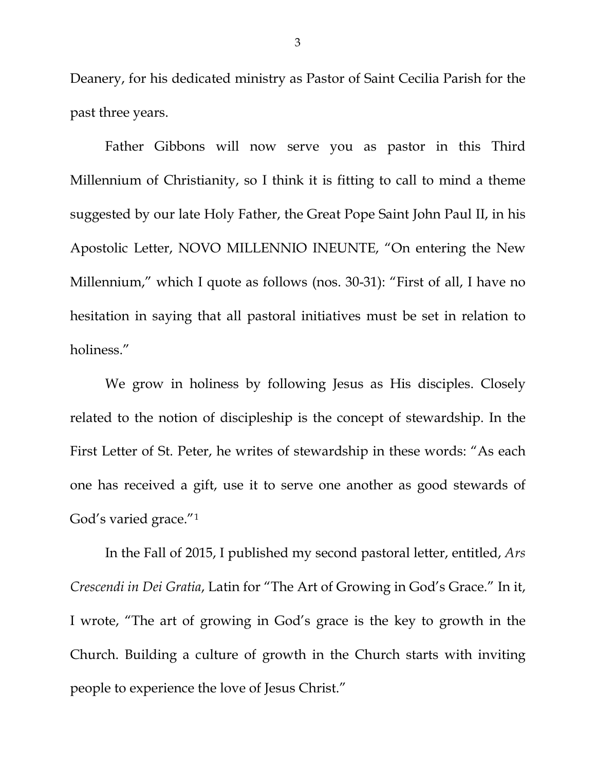Deanery, for his dedicated ministry as Pastor of Saint Cecilia Parish for the past three years.

Father Gibbons will now serve you as pastor in this Third Millennium of Christianity, so I think it is fitting to call to mind a theme suggested by our late Holy Father, the Great Pope Saint John Paul II, in his Apostolic Letter, NOVO MILLENNIO INEUNTE, "On entering the New Millennium," which I quote as follows (nos. 30-31): "First of all, I have no hesitation in saying that all pastoral initiatives must be set in relation to holiness."

We grow in holiness by following Jesus as His disciples. Closely related to the notion of discipleship is the concept of stewardship. In the First Letter of St. Peter, he writes of stewardship in these words: "As each one has received a gift, use it to serve one another as good stewards of God's varied grace."[1]

In the Fall of 2015, I published my second pastoral letter, entitled, *Ars Crescendi in Dei Gratia*, Latin for "The Art of Growing in God's Grace." In it, I wrote, "The art of growing in God's grace is the key to growth in the Church. Building a culture of growth in the Church starts with inviting people to experience the love of Jesus Christ."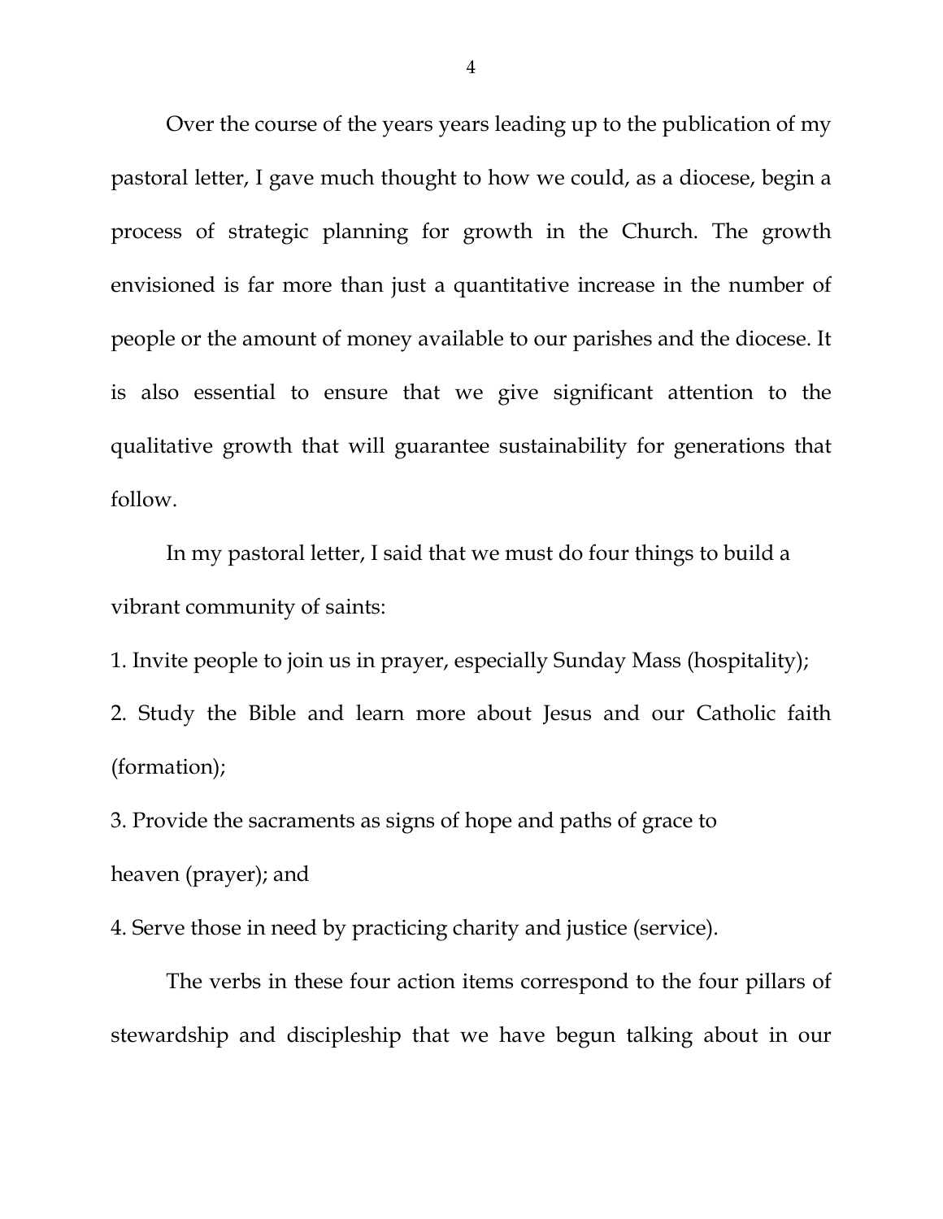Over the course of the years years leading up to the publication of my pastoral letter, I gave much thought to how we could, as a diocese, begin a process of strategic planning for growth in the Church. The growth envisioned is far more than just a quantitative increase in the number of people or the amount of money available to our parishes and the diocese. It is also essential to ensure that we give significant attention to the qualitative growth that will guarantee sustainability for generations that follow.

In my pastoral letter, I said that we must do four things to build a vibrant community of saints:

1. Invite people to join us in prayer, especially Sunday Mass (hospitality);
2. Study the Bible and learn more about Jesus and our Catholic faith (formation);
3. Provide the sacraments as signs of hope and paths of grace to heaven (prayer); and
4. Serve those in need by practicing charity and justice (service).

The verbs in these four action items correspond to the four pillars of stewardship and discipleship that we have begun talking about in our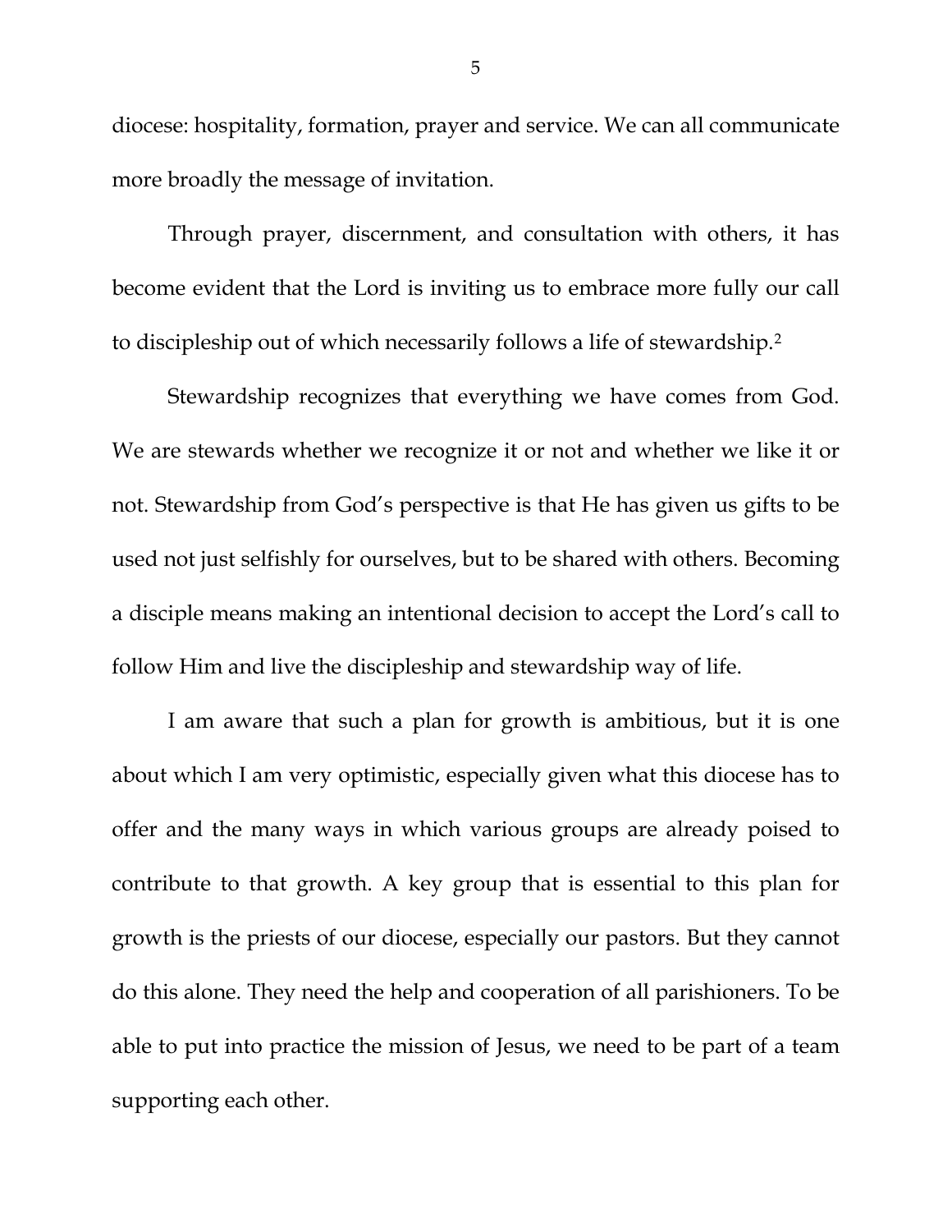diocese: hospitality, formation, prayer and service. We can all communicate more broadly the message of invitation.

Through prayer, discernment, and consultation with others, it has become evident that the Lord is inviting us to embrace more fully our call to discipleship out of which necessarily follows a life of stewardship.[2]

Stewardship recognizes that everything we have comes from God. We are stewards whether we recognize it or not and whether we like it or not. Stewardship from God's perspective is that He has given us gifts to be used not just selfishly for ourselves, but to be shared with others. Becoming a disciple means making an intentional decision to accept the Lord's call to follow Him and live the discipleship and stewardship way of life.

I am aware that such a plan for growth is ambitious, but it is one about which I am very optimistic, especially given what this diocese has to offer and the many ways in which various groups are already poised to contribute to that growth. A key group that is essential to this plan for growth is the priests of our diocese, especially our pastors. But they cannot do this alone. They need the help and cooperation of all parishioners. To be able to put into practice the mission of Jesus, we need to be part of a team supporting each other.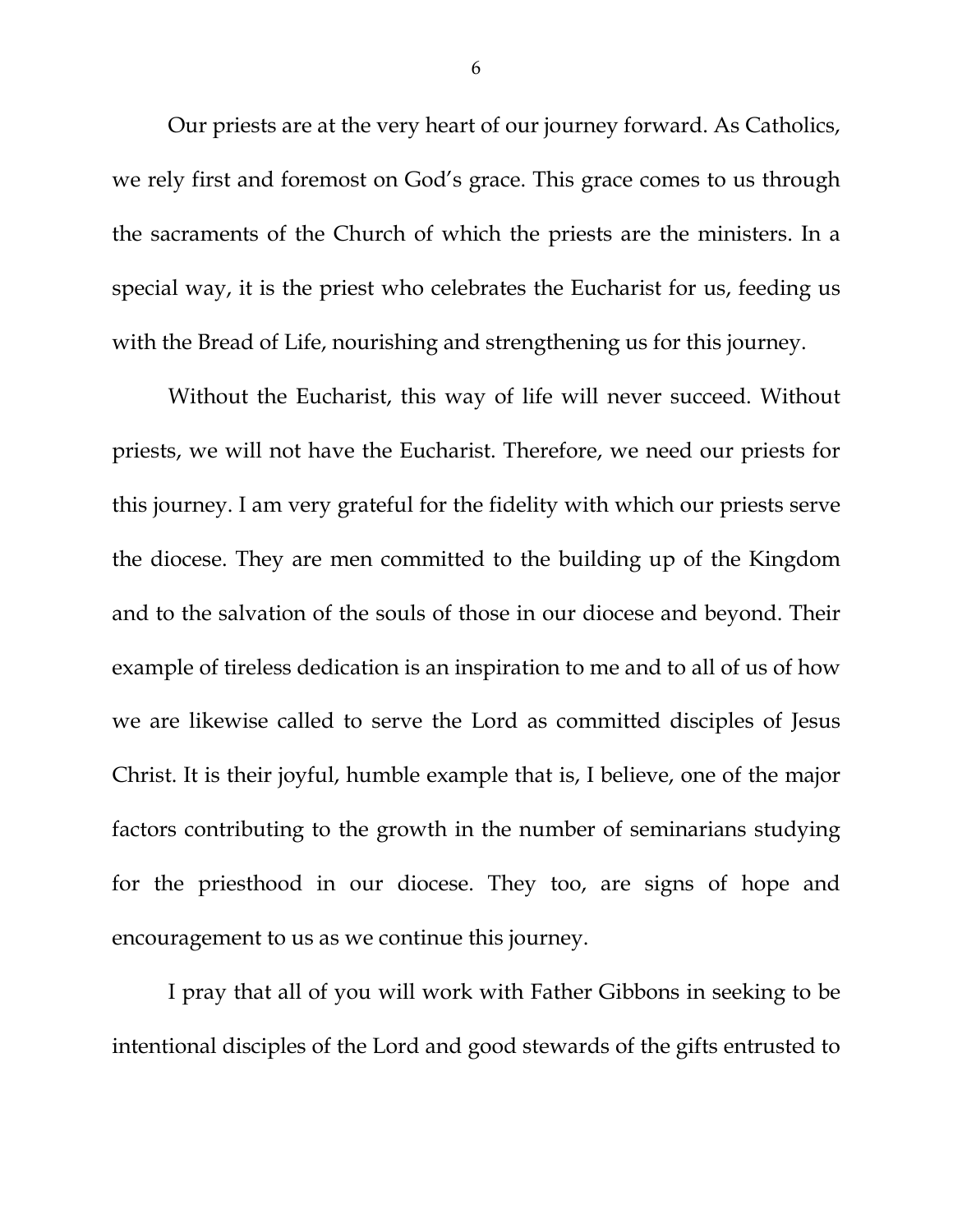Our priests are at the very heart of our journey forward. As Catholics, we rely first and foremost on God's grace. This grace comes to us through the sacraments of the Church of which the priests are the ministers. In a special way, it is the priest who celebrates the Eucharist for us, feeding us with the Bread of Life, nourishing and strengthening us for this journey.

Without the Eucharist, this way of life will never succeed. Without priests, we will not have the Eucharist. Therefore, we need our priests for this journey. I am very grateful for the fidelity with which our priests serve the diocese. They are men committed to the building up of the Kingdom and to the salvation of the souls of those in our diocese and beyond. Their example of tireless dedication is an inspiration to me and to all of us of how we are likewise called to serve the Lord as committed disciples of Jesus Christ. It is their joyful, humble example that is, I believe, one of the major factors contributing to the growth in the number of seminarians studying for the priesthood in our diocese. They too, are signs of hope and encouragement to us as we continue this journey.

I pray that all of you will work with Father Gibbons in seeking to be intentional disciples of the Lord and good stewards of the gifts entrusted to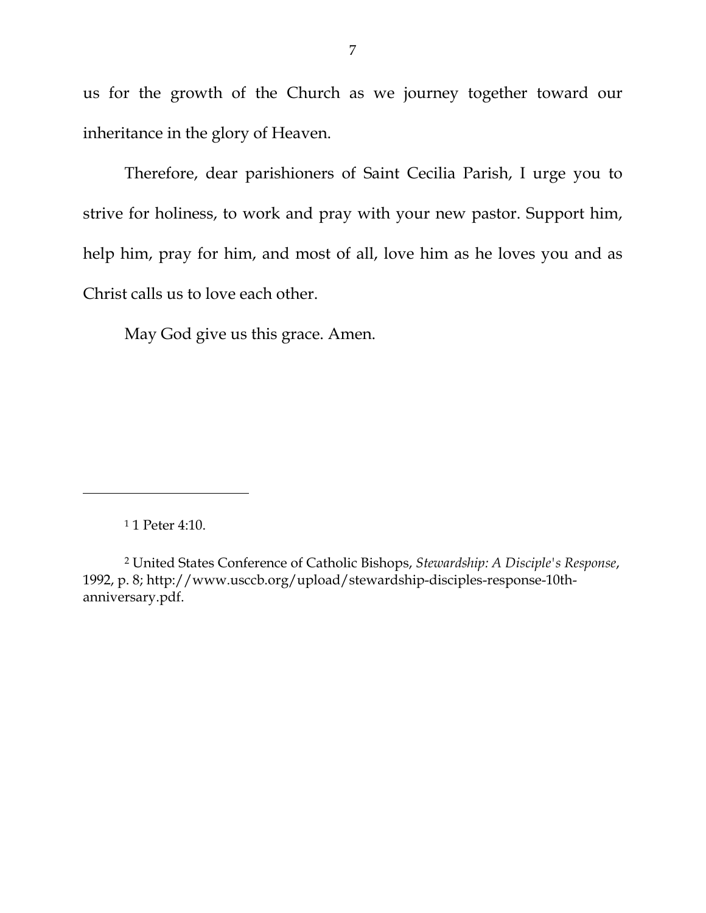us for the growth of the Church as we journey together toward our inheritance in the glory of Heaven.

Therefore, dear parishioners of Saint Cecilia Parish, I urge you to strive for holiness, to work and pray with your new pastor. Support him, help him, pray for him, and most of all, love him as he loves you and as Christ calls us to love each other.

May God give us this grace. Amen.

---

[1] 1 Peter 4:10.

[2] United States Conference of Catholic Bishops, *Stewardship: A Disciple's Response*, 1992, p. 8; http://www.usccb.org/upload/stewardship-disciples-response-10th-anniversary.pdf.